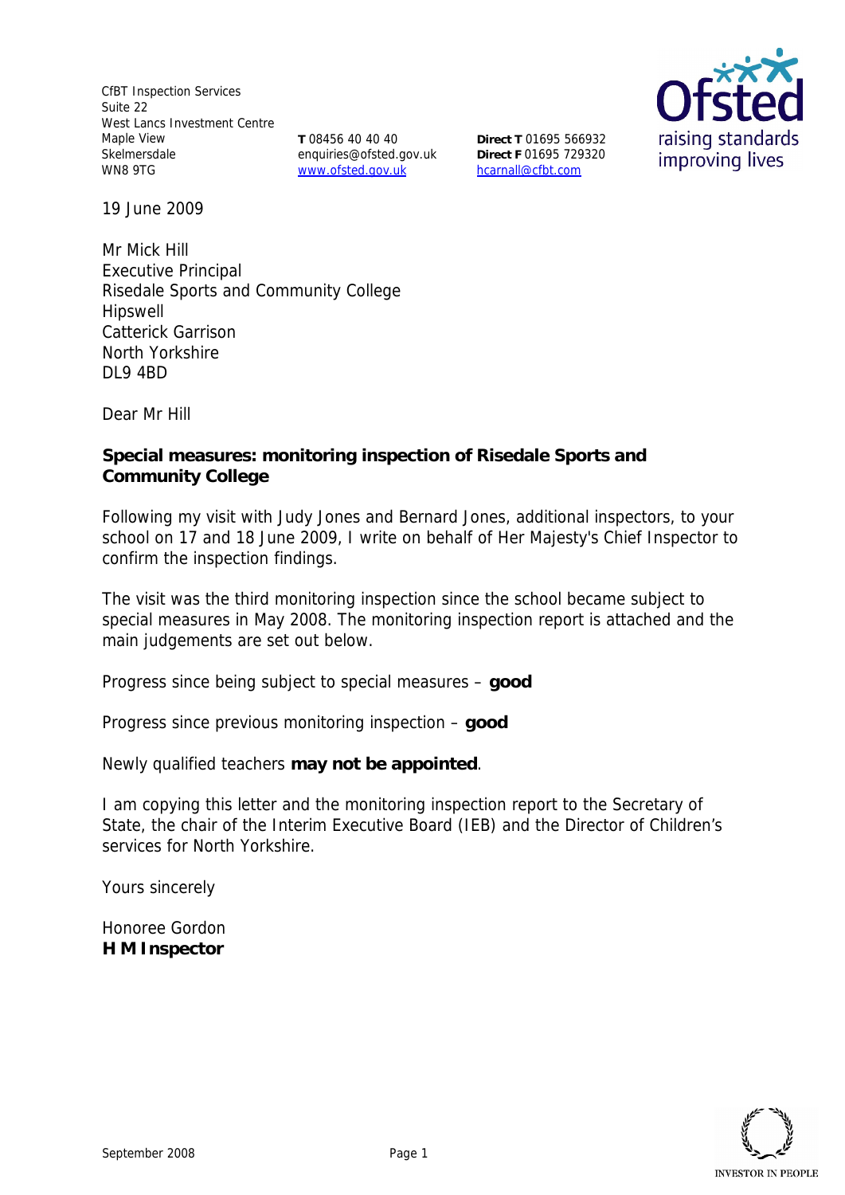CfBT Inspection Services
Suite 22
West Lancs Investment Centre
Maple View
Skelmersdale
WN8 9TG

**T** 08456 40 40 40
enquiries@ofsted.gov.uk
www.ofsted.gov.uk

**Direct T** 01695 566932
**Direct F** 01695 729320
hcarnall@cfbt.com

19 June 2009

Mr Mick Hill
Executive Principal
Risedale Sports and Community College
Hipswell
Catterick Garrison
North Yorkshire
DL9 4BD

Dear Mr Hill

**Special measures: monitoring inspection of Risedale Sports and Community College**

Following my visit with Judy Jones and Bernard Jones, additional inspectors, to your school on 17 and 18 June 2009, I write on behalf of Her Majesty's Chief Inspector to confirm the inspection findings.

The visit was the third monitoring inspection since the school became subject to special measures in May 2008. The monitoring inspection report is attached and the main judgements are set out below.

Progress since being subject to special measures – **good**

Progress since previous monitoring inspection – **good**

Newly qualified teachers **may not be appointed**.

I am copying this letter and the monitoring inspection report to the Secretary of State, the chair of the Interim Executive Board (IEB) and the Director of Children's services for North Yorkshire.

Yours sincerely

Honoree Gordon
**H M Inspector**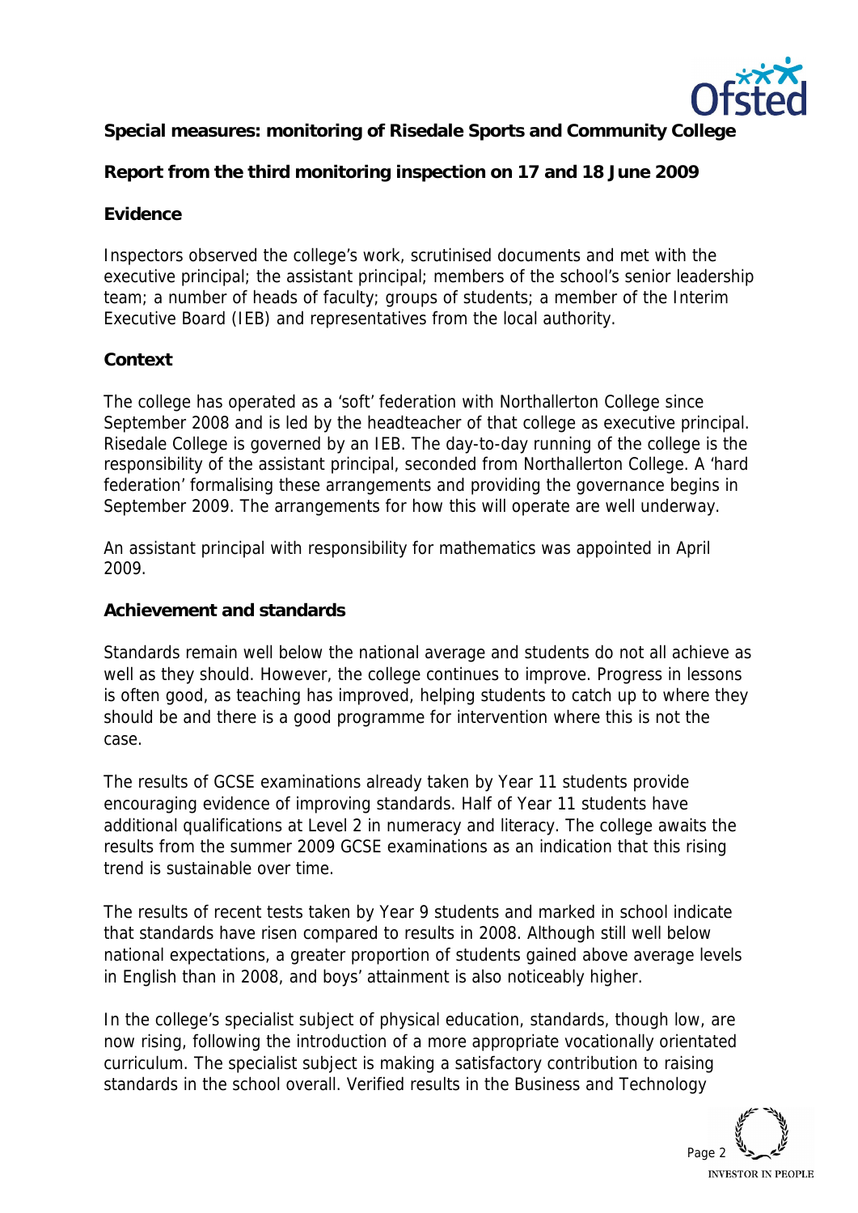**Special measures: monitoring of Risedale Sports and Community College**

**Report from the third monitoring inspection on 17 and 18 June 2009**

## Evidence

Inspectors observed the college's work, scrutinised documents and met with the executive principal; the assistant principal; members of the school's senior leadership team; a number of heads of faculty; groups of students; a member of the Interim Executive Board (IEB) and representatives from the local authority.

## Context

The college has operated as a 'soft' federation with Northallerton College since September 2008 and is led by the headteacher of that college as executive principal. Risedale College is governed by an IEB. The day-to-day running of the college is the responsibility of the assistant principal, seconded from Northallerton College. A 'hard federation' formalising these arrangements and providing the governance begins in September 2009. The arrangements for how this will operate are well underway.

An assistant principal with responsibility for mathematics was appointed in April 2009.

## Achievement and standards

Standards remain well below the national average and students do not all achieve as well as they should. However, the college continues to improve. Progress in lessons is often good, as teaching has improved, helping students to catch up to where they should be and there is a good programme for intervention where this is not the case.

The results of GCSE examinations already taken by Year 11 students provide encouraging evidence of improving standards. Half of Year 11 students have additional qualifications at Level 2 in numeracy and literacy. The college awaits the results from the summer 2009 GCSE examinations as an indication that this rising trend is sustainable over time.

The results of recent tests taken by Year 9 students and marked in school indicate that standards have risen compared to results in 2008. Although still well below national expectations, a greater proportion of students gained above average levels in English than in 2008, and boys' attainment is also noticeably higher.

In the college's specialist subject of physical education, standards, though low, are now rising, following the introduction of a more appropriate vocationally orientated curriculum. The specialist subject is making a satisfactory contribution to raising standards in the school overall. Verified results in the Business and Technology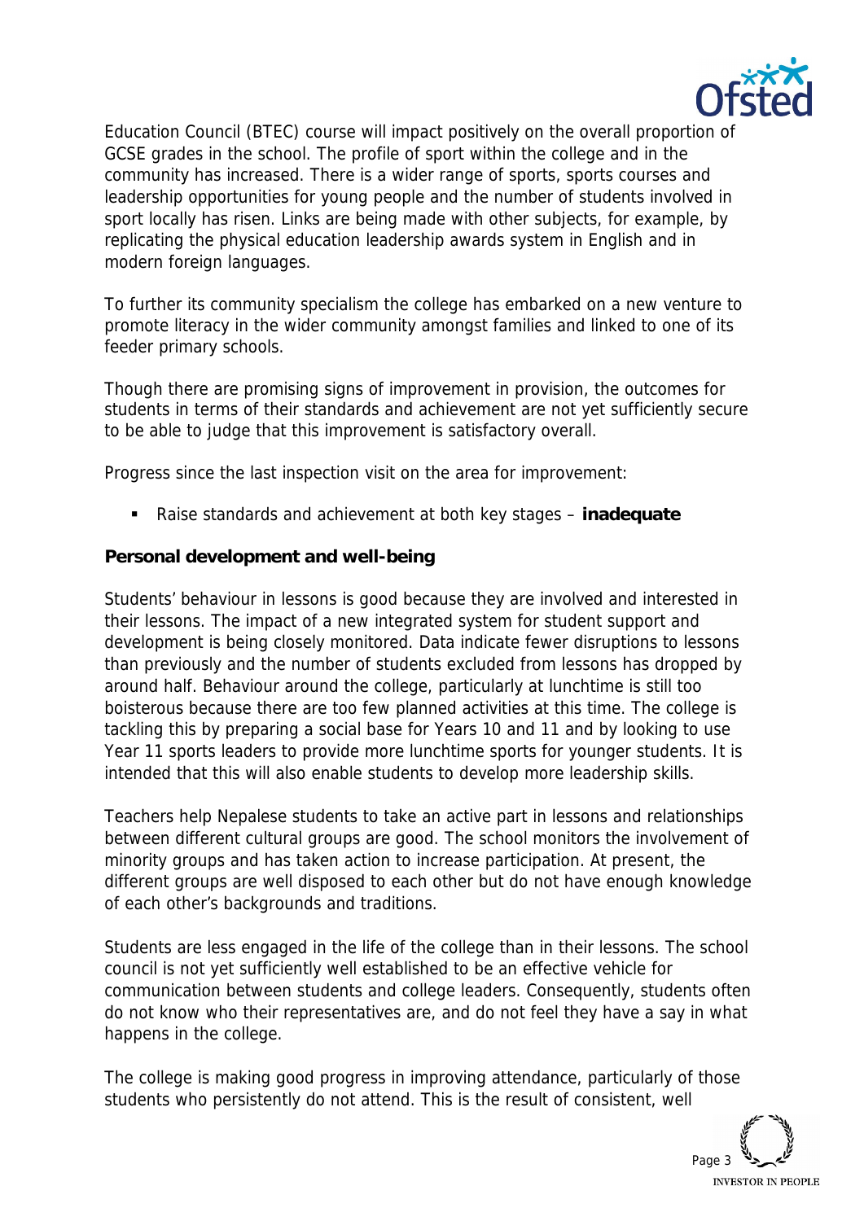Education Council (BTEC) course will impact positively on the overall proportion of GCSE grades in the school. The profile of sport within the college and in the community has increased. There is a wider range of sports, sports courses and leadership opportunities for young people and the number of students involved in sport locally has risen. Links are being made with other subjects, for example, by replicating the physical education leadership awards system in English and in modern foreign languages.

To further its community specialism the college has embarked on a new venture to promote literacy in the wider community amongst families and linked to one of its feeder primary schools.

Though there are promising signs of improvement in provision, the outcomes for students in terms of their standards and achievement are not yet sufficiently secure to be able to judge that this improvement is satisfactory overall.

Progress since the last inspection visit on the area for improvement:

- Raise standards and achievement at both key stages – **inadequate**

**Personal development and well-being**

Students' behaviour in lessons is good because they are involved and interested in their lessons. The impact of a new integrated system for student support and development is being closely monitored. Data indicate fewer disruptions to lessons than previously and the number of students excluded from lessons has dropped by around half. Behaviour around the college, particularly at lunchtime is still too boisterous because there are too few planned activities at this time. The college is tackling this by preparing a social base for Years 10 and 11 and by looking to use Year 11 sports leaders to provide more lunchtime sports for younger students. It is intended that this will also enable students to develop more leadership skills.

Teachers help Nepalese students to take an active part in lessons and relationships between different cultural groups are good. The school monitors the involvement of minority groups and has taken action to increase participation. At present, the different groups are well disposed to each other but do not have enough knowledge of each other's backgrounds and traditions.

Students are less engaged in the life of the college than in their lessons. The school council is not yet sufficiently well established to be an effective vehicle for communication between students and college leaders. Consequently, students often do not know who their representatives are, and do not feel they have a say in what happens in the college.

The college is making good progress in improving attendance, particularly of those students who persistently do not attend. This is the result of consistent, well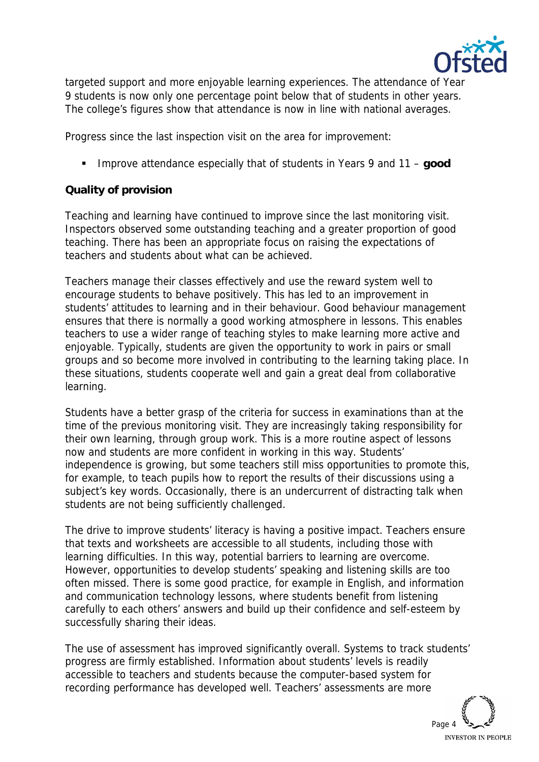targeted support and more enjoyable learning experiences. The attendance of Year 9 students is now only one percentage point below that of students in other years. The college's figures show that attendance is now in line with national averages.

Progress since the last inspection visit on the area for improvement:

- Improve attendance especially that of students in Years 9 and 11 – **good**

**Quality of provision**

Teaching and learning have continued to improve since the last monitoring visit. Inspectors observed some outstanding teaching and a greater proportion of good teaching. There has been an appropriate focus on raising the expectations of teachers and students about what can be achieved.

Teachers manage their classes effectively and use the reward system well to encourage students to behave positively. This has led to an improvement in students' attitudes to learning and in their behaviour. Good behaviour management ensures that there is normally a good working atmosphere in lessons. This enables teachers to use a wider range of teaching styles to make learning more active and enjoyable. Typically, students are given the opportunity to work in pairs or small groups and so become more involved in contributing to the learning taking place. In these situations, students cooperate well and gain a great deal from collaborative learning.

Students have a better grasp of the criteria for success in examinations than at the time of the previous monitoring visit. They are increasingly taking responsibility for their own learning, through group work. This is a more routine aspect of lessons now and students are more confident in working in this way. Students' independence is growing, but some teachers still miss opportunities to promote this, for example, to teach pupils how to report the results of their discussions using a subject's key words. Occasionally, there is an undercurrent of distracting talk when students are not being sufficiently challenged.

The drive to improve students' literacy is having a positive impact. Teachers ensure that texts and worksheets are accessible to all students, including those with learning difficulties. In this way, potential barriers to learning are overcome. However, opportunities to develop students' speaking and listening skills are too often missed. There is some good practice, for example in English, and information and communication technology lessons, where students benefit from listening carefully to each others' answers and build up their confidence and self-esteem by successfully sharing their ideas.

The use of assessment has improved significantly overall. Systems to track students' progress are firmly established. Information about students' levels is readily accessible to teachers and students because the computer-based system for recording performance has developed well. Teachers' assessments are more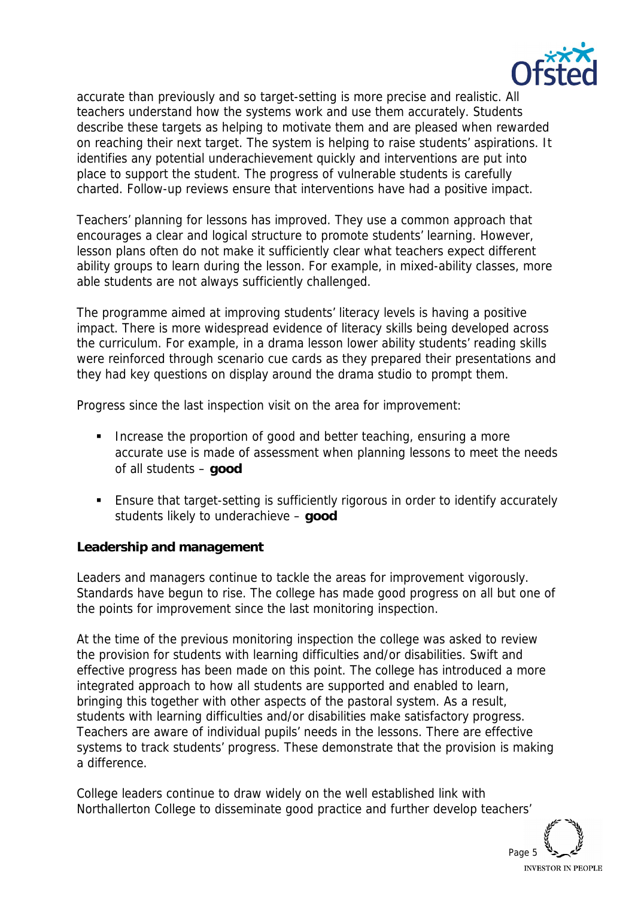accurate than previously and so target-setting is more precise and realistic. All teachers understand how the systems work and use them accurately. Students describe these targets as helping to motivate them and are pleased when rewarded on reaching their next target. The system is helping to raise students' aspirations. It identifies any potential underachievement quickly and interventions are put into place to support the student. The progress of vulnerable students is carefully charted. Follow-up reviews ensure that interventions have had a positive impact.

Teachers' planning for lessons has improved. They use a common approach that encourages a clear and logical structure to promote students' learning. However, lesson plans often do not make it sufficiently clear what teachers expect different ability groups to learn during the lesson. For example, in mixed-ability classes, more able students are not always sufficiently challenged.

The programme aimed at improving students' literacy levels is having a positive impact. There is more widespread evidence of literacy skills being developed across the curriculum. For example, in a drama lesson lower ability students' reading skills were reinforced through scenario cue cards as they prepared their presentations and they had key questions on display around the drama studio to prompt them.

Progress since the last inspection visit on the area for improvement:

- Increase the proportion of good and better teaching, ensuring a more accurate use is made of assessment when planning lessons to meet the needs of all students – **good**
- Ensure that target-setting is sufficiently rigorous in order to identify accurately students likely to underachieve – **good**

**Leadership and management**

Leaders and managers continue to tackle the areas for improvement vigorously. Standards have begun to rise. The college has made good progress on all but one of the points for improvement since the last monitoring inspection.

At the time of the previous monitoring inspection the college was asked to review the provision for students with learning difficulties and/or disabilities. Swift and effective progress has been made on this point. The college has introduced a more integrated approach to how all students are supported and enabled to learn, bringing this together with other aspects of the pastoral system. As a result, students with learning difficulties and/or disabilities make satisfactory progress. Teachers are aware of individual pupils' needs in the lessons. There are effective systems to track students' progress. These demonstrate that the provision is making a difference.

College leaders continue to draw widely on the well established link with Northallerton College to disseminate good practice and further develop teachers'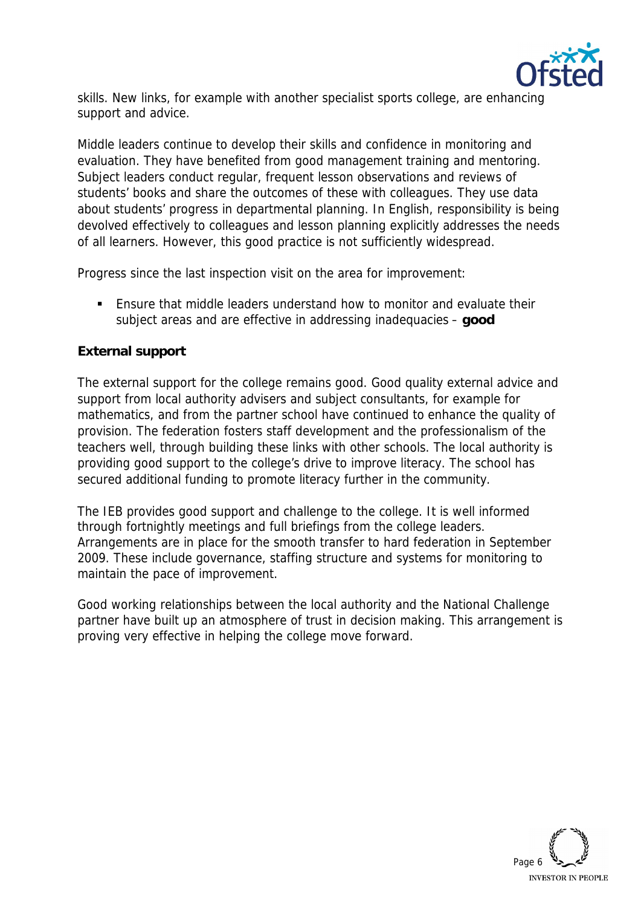skills. New links, for example with another specialist sports college, are enhancing support and advice.

Middle leaders continue to develop their skills and confidence in monitoring and evaluation. They have benefited from good management training and mentoring. Subject leaders conduct regular, frequent lesson observations and reviews of students' books and share the outcomes of these with colleagues. They use data about students' progress in departmental planning. In English, responsibility is being devolved effectively to colleagues and lesson planning explicitly addresses the needs of all learners. However, this good practice is not sufficiently widespread.

Progress since the last inspection visit on the area for improvement:

- Ensure that middle leaders understand how to monitor and evaluate their subject areas and are effective in addressing inadequacies – **good**

**External support**

The external support for the college remains good. Good quality external advice and support from local authority advisers and subject consultants, for example for mathematics, and from the partner school have continued to enhance the quality of provision. The federation fosters staff development and the professionalism of the teachers well, through building these links with other schools. The local authority is providing good support to the college's drive to improve literacy. The school has secured additional funding to promote literacy further in the community.

The IEB provides good support and challenge to the college. It is well informed through fortnightly meetings and full briefings from the college leaders. Arrangements are in place for the smooth transfer to hard federation in September 2009. These include governance, staffing structure and systems for monitoring to maintain the pace of improvement.

Good working relationships between the local authority and the National Challenge partner have built up an atmosphere of trust in decision making. This arrangement is proving very effective in helping the college move forward.